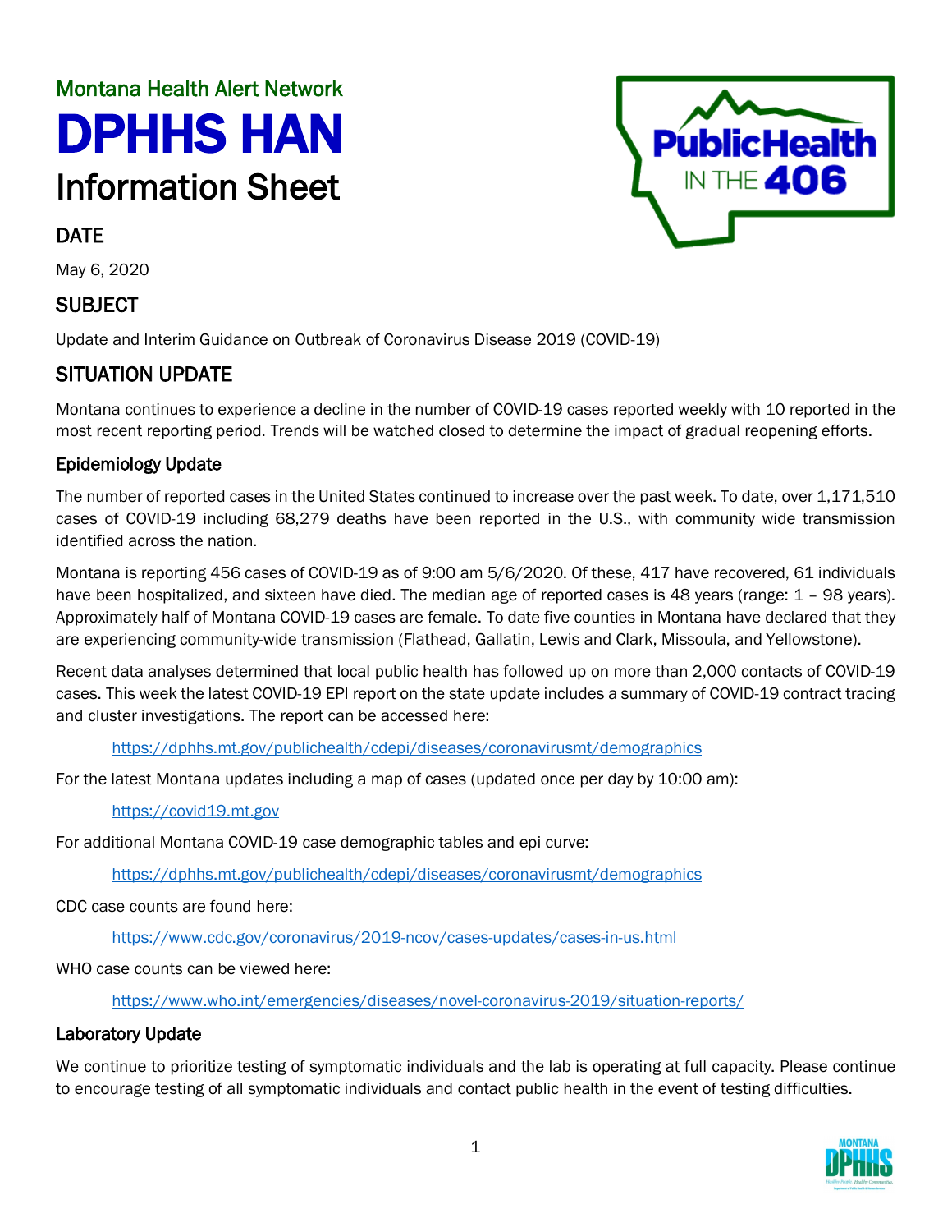Montana Health Alert Network

# DPHHS HAN

# Information Sheet

## DATE

May 6, 2020

## SUBJECT

Update and Interim Guidance on Outbreak of Coronavirus Disease 2019 (COVID-19)

## SITUATION UPDATE

Montana continues to experience a decline in the number of COVID-19 cases reported weekly with 10 reported in the most recent reporting period. Trends will be watched closed to determine the impact of gradual reopening efforts.

### Epidemiology Update

The number of reported cases in the United States continued to increase over the past week. To date, over 1,171,510 cases of COVID-19 including 68,279 deaths have been reported in the U.S., with community wide transmission identified across the nation.

Montana is reporting 456 cases of COVID-19 as of 9:00 am 5/6/2020. Of these, 417 have recovered, 61 individuals have been hospitalized, and sixteen have died. The median age of reported cases is 48 years (range: 1 – 98 years). Approximately half of Montana COVID-19 cases are female. To date five counties in Montana have declared that they are experiencing community-wide transmission (Flathead, Gallatin, Lewis and Clark, Missoula, and Yellowstone).

Recent data analyses determined that local public health has followed up on more than 2,000 contacts of COVID-19 cases. This week the latest COVID-19 EPI report on the state update includes a summary of COVID-19 contract tracing and cluster investigations. The report can be accessed here:

https://dphhs.mt.gov/publichealth/cdepi/diseases/coronavirusmt/demographics

For the latest Montana updates including a map of cases (updated once per day by 10:00 am):

https://covid19.mt.gov

For additional Montana COVID-19 case demographic tables and epi curve:

https://dphhs.mt.gov/publichealth/cdepi/diseases/coronavirusmt/demographics

CDC case counts are found here:

https://www.cdc.gov/coronavirus/2019-ncov/cases-updates/cases-in-us.html

WHO case counts can be viewed here:

https://www.who.int/emergencies/diseases/novel-coronavirus-2019/situation-reports/

### Laboratory Update

We continue to prioritize testing of symptomatic individuals and the lab is operating at full capacity. Please continue to encourage testing of all symptomatic individuals and contact public health in the event of testing difficulties.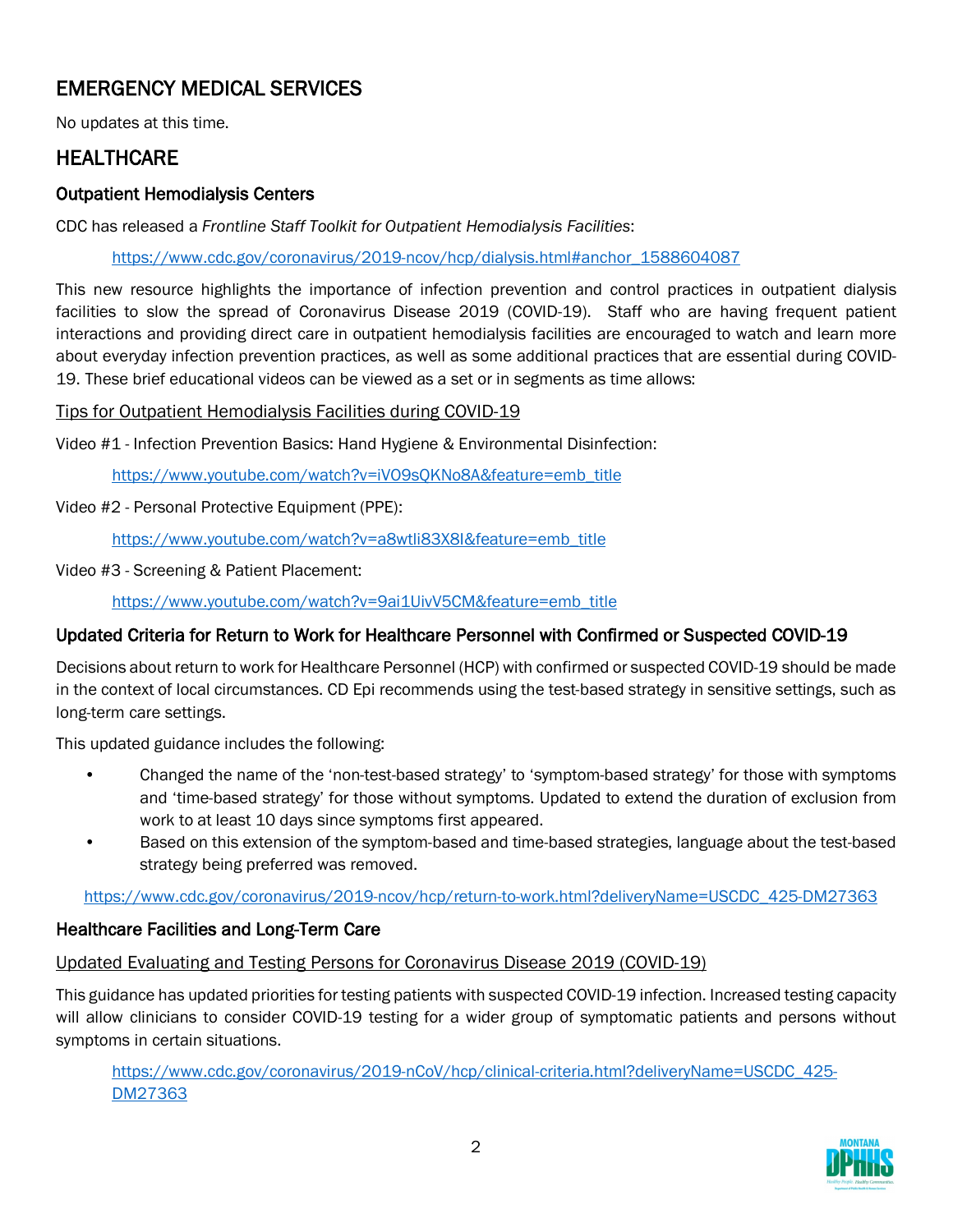## EMERGENCY MEDICAL SERVICES

No updates at this time.

## HEALTHCARE

### Outpatient Hemodialysis Centers

CDC has released a *Frontline Staff Toolkit for Outpatient Hemodialysis Facilities*:

https://www.cdc.gov/coronavirus/2019-ncov/hcp/dialysis.html#anchor_1588604087

This new resource highlights the importance of infection prevention and control practices in outpatient dialysis facilities to slow the spread of Coronavirus Disease 2019 (COVID-19). Staff who are having frequent patient interactions and providing direct care in outpatient hemodialysis facilities are encouraged to watch and learn more about everyday infection prevention practices, as well as some additional practices that are essential during COVID-19. These brief educational videos can be viewed as a set or in segments as time allows:

Tips for Outpatient Hemodialysis Facilities during COVID-19

Video #1 - Infection Prevention Basics: Hand Hygiene & Environmental Disinfection:

https://www.youtube.com/watch?v=iVO9sQKNo8A&feature=emb_title

Video #2 - Personal Protective Equipment (PPE):

https://www.youtube.com/watch?v=a8wtli83X8I&feature=emb_title

Video #3 - Screening & Patient Placement:

https://www.youtube.com/watch?v=9ai1UivV5CM&feature=emb_title

### Updated Criteria for Return to Work for Healthcare Personnel with Confirmed or Suspected COVID-19

Decisions about return to work for Healthcare Personnel (HCP) with confirmed or suspected COVID-19 should be made in the context of local circumstances. CD Epi recommends using the test-based strategy in sensitive settings, such as long-term care settings.

This updated guidance includes the following:

- Changed the name of the 'non-test-based strategy' to 'symptom-based strategy' for those with symptoms and 'time-based strategy' for those without symptoms. Updated to extend the duration of exclusion from work to at least 10 days since symptoms first appeared.
- Based on this extension of the symptom-based and time-based strategies, language about the test-based strategy being preferred was removed.

https://www.cdc.gov/coronavirus/2019-ncov/hcp/return-to-work.html?deliveryName=USCDC_425-DM27363

### Healthcare Facilities and Long-Term Care

Updated Evaluating and Testing Persons for Coronavirus Disease 2019 (COVID-19)

This guidance has updated priorities for testing patients with suspected COVID-19 infection. Increased testing capacity will allow clinicians to consider COVID-19 testing for a wider group of symptomatic patients and persons without symptoms in certain situations.

https://www.cdc.gov/coronavirus/2019-nCoV/hcp/clinical-criteria.html?deliveryName=USCDC_425-DM27363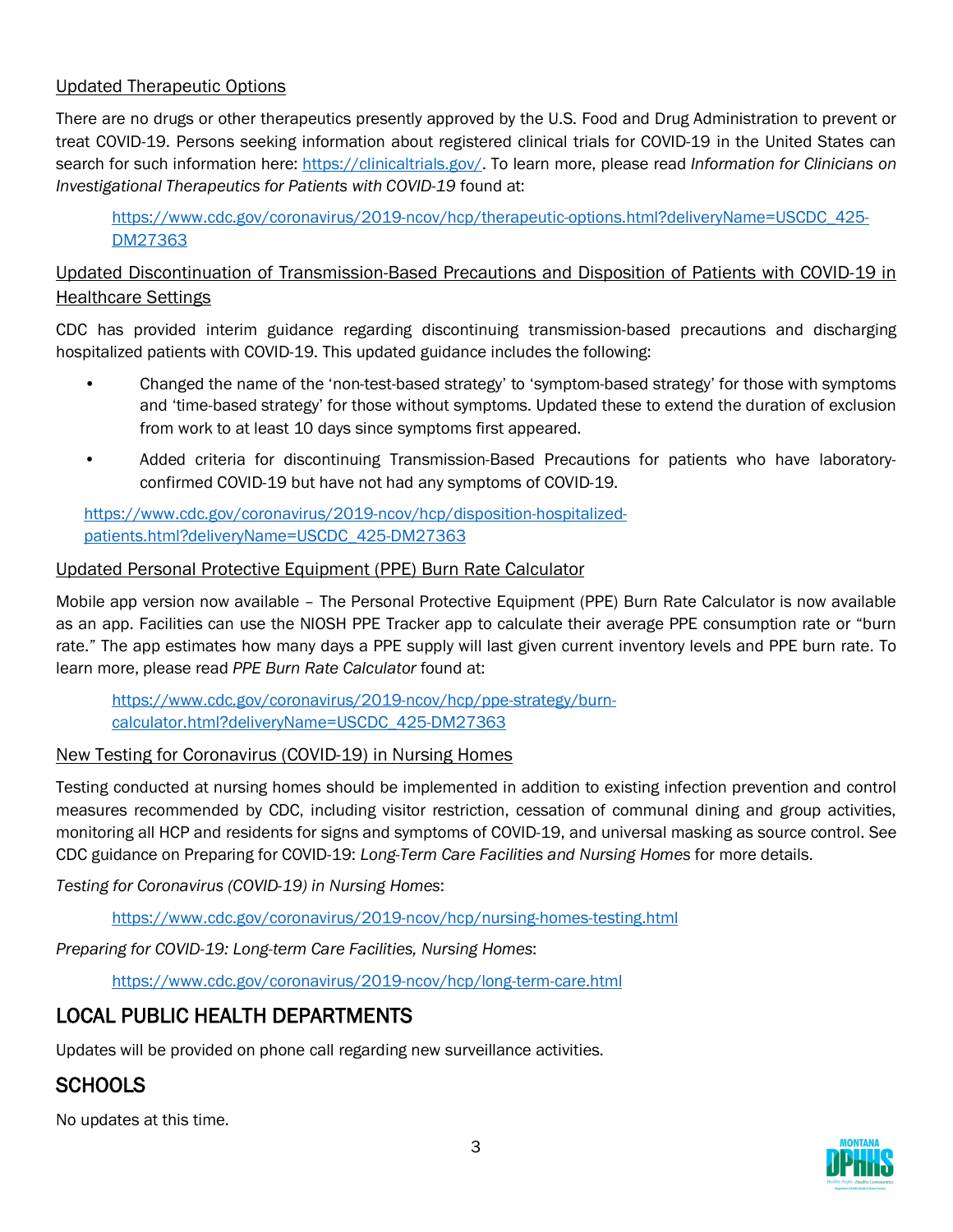### Updated Therapeutic Options

There are no drugs or other therapeutics presently approved by the U.S. Food and Drug Administration to prevent or treat COVID-19. Persons seeking information about registered clinical trials for COVID-19 in the United States can search for such information here: https://clinicaltrials.gov/. To learn more, please read *Information for Clinicians on Investigational Therapeutics for Patients with COVID-19* found at:

https://www.cdc.gov/coronavirus/2019-ncov/hcp/therapeutic-options.html?deliveryName=USCDC_425-DM27363

### Updated Discontinuation of Transmission-Based Precautions and Disposition of Patients with COVID-19 in Healthcare Settings

CDC has provided interim guidance regarding discontinuing transmission-based precautions and discharging hospitalized patients with COVID-19. This updated guidance includes the following:

- Changed the name of the 'non-test-based strategy' to 'symptom-based strategy' for those with symptoms and 'time-based strategy' for those without symptoms. Updated these to extend the duration of exclusion from work to at least 10 days since symptoms first appeared.
- Added criteria for discontinuing Transmission-Based Precautions for patients who have laboratory-confirmed COVID-19 but have not had any symptoms of COVID-19.

https://www.cdc.gov/coronavirus/2019-ncov/hcp/disposition-hospitalized-patients.html?deliveryName=USCDC_425-DM27363

### Updated Personal Protective Equipment (PPE) Burn Rate Calculator

Mobile app version now available – The Personal Protective Equipment (PPE) Burn Rate Calculator is now available as an app. Facilities can use the NIOSH PPE Tracker app to calculate their average PPE consumption rate or "burn rate." The app estimates how many days a PPE supply will last given current inventory levels and PPE burn rate. To learn more, please read *PPE Burn Rate Calculator* found at:

https://www.cdc.gov/coronavirus/2019-ncov/hcp/ppe-strategy/burn-calculator.html?deliveryName=USCDC_425-DM27363

### New Testing for Coronavirus (COVID-19) in Nursing Homes

Testing conducted at nursing homes should be implemented in addition to existing infection prevention and control measures recommended by CDC, including visitor restriction, cessation of communal dining and group activities, monitoring all HCP and residents for signs and symptoms of COVID-19, and universal masking as source control. See CDC guidance on Preparing for COVID-19: *Long-Term Care Facilities and Nursing Homes* for more details.

*Testing for Coronavirus (COVID-19) in Nursing Homes*:

https://www.cdc.gov/coronavirus/2019-ncov/hcp/nursing-homes-testing.html

*Preparing for COVID-19: Long-term Care Facilities, Nursing Homes*:

https://www.cdc.gov/coronavirus/2019-ncov/hcp/long-term-care.html

## LOCAL PUBLIC HEALTH DEPARTMENTS

Updates will be provided on phone call regarding new surveillance activities.

## SCHOOLS

No updates at this time.